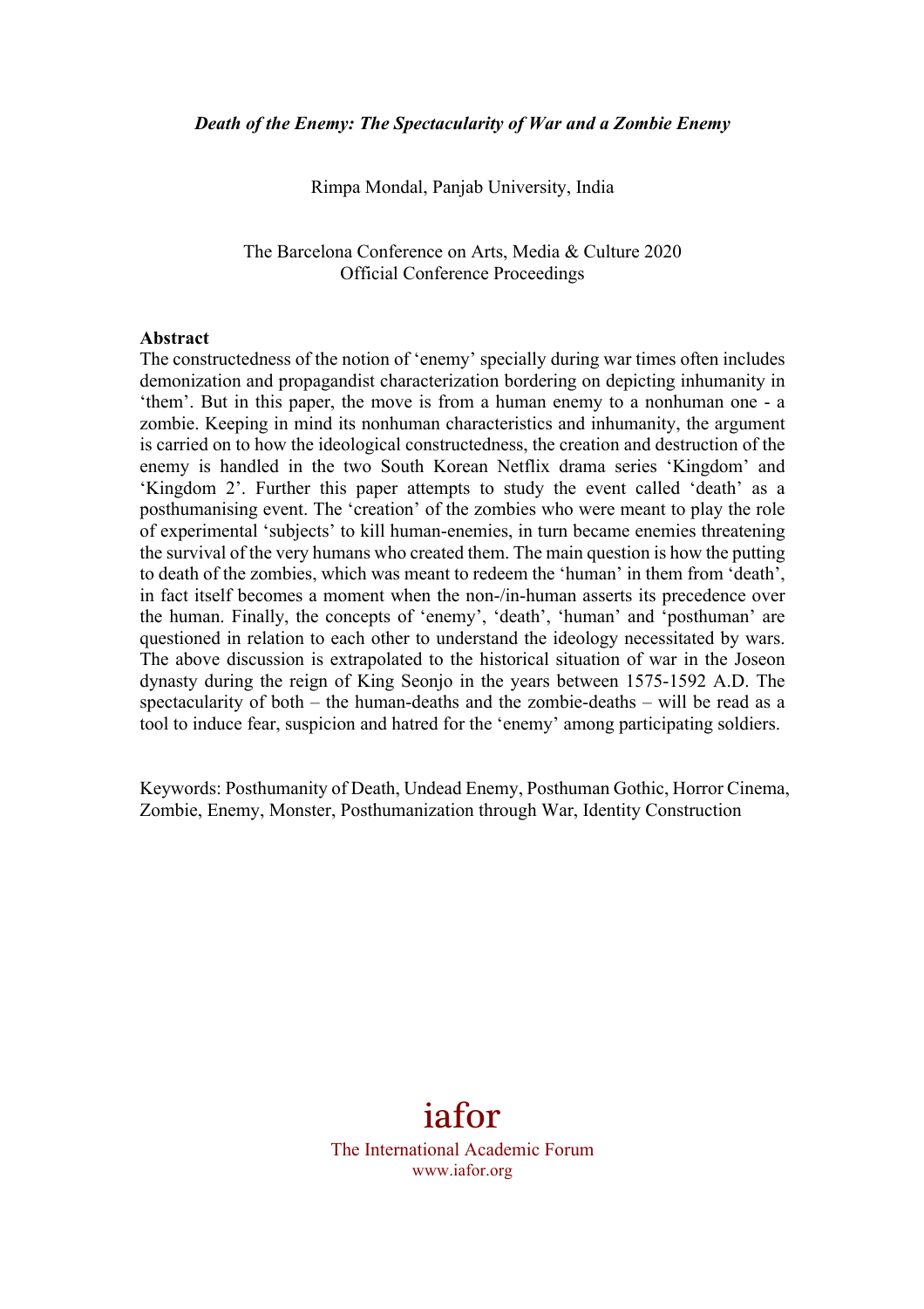*Death of the Enemy: The Spectacularity of War and a Zombie Enemy*

Rimpa Mondal, Panjab University, India

The Barcelona Conference on Arts, Media & Culture 2020
Official Conference Proceedings

**Abstract**

The constructedness of the notion of 'enemy' specially during war times often includes demonization and propagandist characterization bordering on depicting inhumanity in 'them'. But in this paper, the move is from a human enemy to a nonhuman one - a zombie. Keeping in mind its nonhuman characteristics and inhumanity, the argument is carried on to how the ideological constructedness, the creation and destruction of the enemy is handled in the two South Korean Netflix drama series 'Kingdom' and 'Kingdom 2'. Further this paper attempts to study the event called 'death' as a posthumanising event. The 'creation' of the zombies who were meant to play the role of experimental 'subjects' to kill human-enemies, in turn became enemies threatening the survival of the very humans who created them. The main question is how the putting to death of the zombies, which was meant to redeem the 'human' in them from 'death', in fact itself becomes a moment when the non-/in-human asserts its precedence over the human. Finally, the concepts of 'enemy', 'death', 'human' and 'posthuman' are questioned in relation to each other to understand the ideology necessitated by wars. The above discussion is extrapolated to the historical situation of war in the Joseon dynasty during the reign of King Seonjo in the years between 1575-1592 A.D. The spectacularity of both – the human-deaths and the zombie-deaths – will be read as a tool to induce fear, suspicion and hatred for the 'enemy' among participating soldiers.

Keywords: Posthumanity of Death, Undead Enemy, Posthuman Gothic, Horror Cinema, Zombie, Enemy, Monster, Posthumanization through War, Identity Construction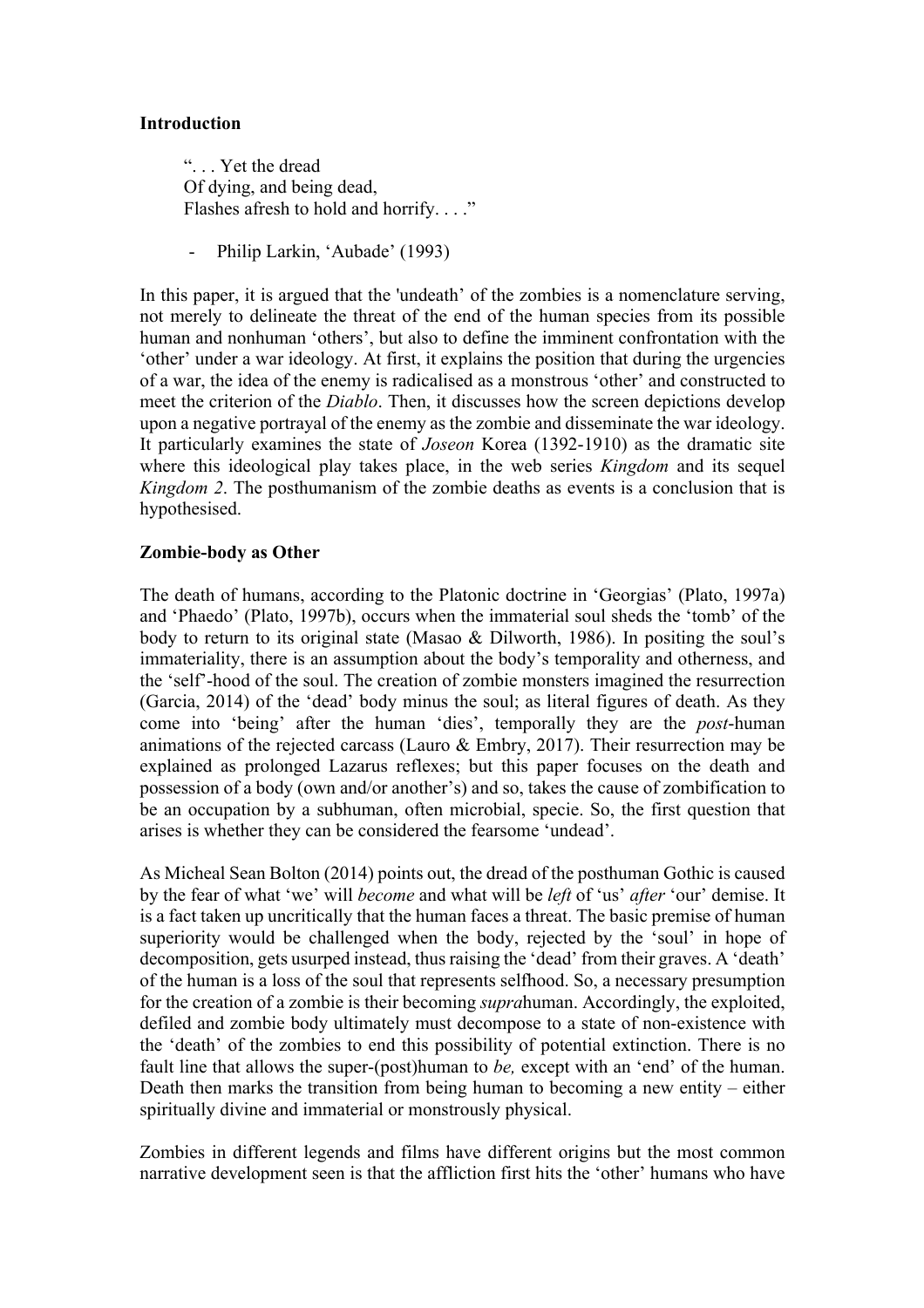**Introduction**

> ". . . Yet the dread
> Of dying, and being dead,
> Flashes afresh to hold and horrify. . . ."
>
> - Philip Larkin, 'Aubade' (1993)

In this paper, it is argued that the 'undeath' of the zombies is a nomenclature serving, not merely to delineate the threat of the end of the human species from its possible human and nonhuman 'others', but also to define the imminent confrontation with the 'other' under a war ideology. At first, it explains the position that during the urgencies of a war, the idea of the enemy is radicalised as a monstrous 'other' and constructed to meet the criterion of the *Diablo*. Then, it discusses how the screen depictions develop upon a negative portrayal of the enemy as the zombie and disseminate the war ideology. It particularly examines the state of *Joseon* Korea (1392-1910) as the dramatic site where this ideological play takes place, in the web series *Kingdom* and its sequel *Kingdom 2*. The posthumanism of the zombie deaths as events is a conclusion that is hypothesised.

**Zombie-body as Other**

The death of humans, according to the Platonic doctrine in 'Georgias' (Plato, 1997a) and 'Phaedo' (Plato, 1997b), occurs when the immaterial soul sheds the 'tomb' of the body to return to its original state (Masao & Dilworth, 1986). In positing the soul's immateriality, there is an assumption about the body's temporality and otherness, and the 'self'-hood of the soul. The creation of zombie monsters imagined the resurrection (Garcia, 2014) of the 'dead' body minus the soul; as literal figures of death. As they come into 'being' after the human 'dies', temporally they are the *post*-human animations of the rejected carcass (Lauro & Embry, 2017). Their resurrection may be explained as prolonged Lazarus reflexes; but this paper focuses on the death and possession of a body (own and/or another's) and so, takes the cause of zombification to be an occupation by a subhuman, often microbial, specie. So, the first question that arises is whether they can be considered the fearsome 'undead'.

As Micheal Sean Bolton (2014) points out, the dread of the posthuman Gothic is caused by the fear of what 'we' will *become* and what will be *left* of 'us' *after* 'our' demise. It is a fact taken up uncritically that the human faces a threat. The basic premise of human superiority would be challenged when the body, rejected by the 'soul' in hope of decomposition, gets usurped instead, thus raising the 'dead' from their graves. A 'death' of the human is a loss of the soul that represents selfhood. So, a necessary presumption for the creation of a zombie is their becoming *supra*human. Accordingly, the exploited, defiled and zombie body ultimately must decompose to a state of non-existence with the 'death' of the zombies to end this possibility of potential extinction. There is no fault line that allows the super-(post)human to *be,* except with an 'end' of the human. Death then marks the transition from being human to becoming a new entity – either spiritually divine and immaterial or monstrously physical.

Zombies in different legends and films have different origins but the most common narrative development seen is that the affliction first hits the 'other' humans who have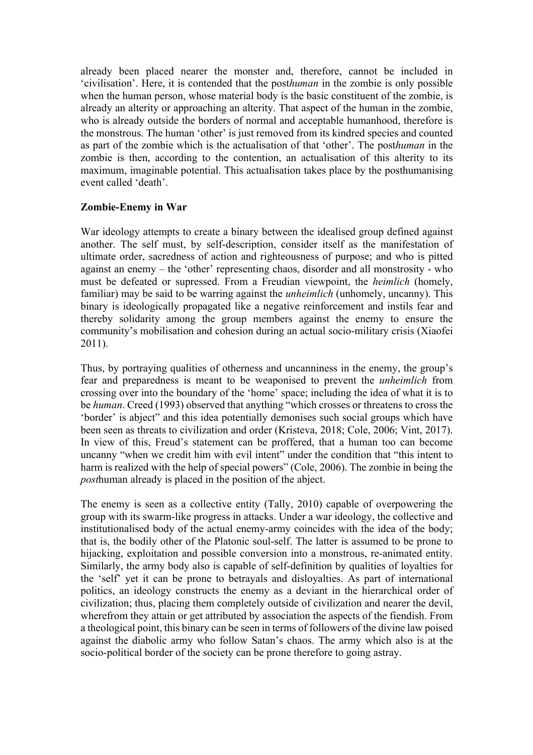already been placed nearer the monster and, therefore, cannot be included in 'civilisation'. Here, it is contended that the post*human* in the zombie is only possible when the human person, whose material body is the basic constituent of the zombie, is already an alterity or approaching an alterity. That aspect of the human in the zombie, who is already outside the borders of normal and acceptable humanhood, therefore is the monstrous. The human 'other' is just removed from its kindred species and counted as part of the zombie which is the actualisation of that 'other'. The post*human* in the zombie is then, according to the contention, an actualisation of this alterity to its maximum, imaginable potential. This actualisation takes place by the posthumanising event called 'death'.

**Zombie-Enemy in War**

War ideology attempts to create a binary between the idealised group defined against another. The self must, by self-description, consider itself as the manifestation of ultimate order, sacredness of action and righteousness of purpose; and who is pitted against an enemy – the 'other' representing chaos, disorder and all monstrosity - who must be defeated or supressed. From a Freudian viewpoint, the *heimlich* (homely, familiar) may be said to be warring against the *unheimlich* (unhomely, uncanny). This binary is ideologically propagated like a negative reinforcement and instils fear and thereby solidarity among the group members against the enemy to ensure the community's mobilisation and cohesion during an actual socio-military crisis (Xiaofei 2011).

Thus, by portraying qualities of otherness and uncanniness in the enemy, the group's fear and preparedness is meant to be weaponised to prevent the *unheimlich* from crossing over into the boundary of the 'home' space; including the idea of what it is to be *human*. Creed (1993) observed that anything "which crosses or threatens to cross the 'border' is abject" and this idea potentially demonises such social groups which have been seen as threats to civilization and order (Kristeva, 2018; Cole, 2006; Vint, 2017). In view of this, Freud's statement can be proffered, that a human too can become uncanny "when we credit him with evil intent" under the condition that "this intent to harm is realized with the help of special powers" (Cole, 2006). The zombie in being the *post*human already is placed in the position of the abject.

The enemy is seen as a collective entity (Tally, 2010) capable of overpowering the group with its swarm-like progress in attacks. Under a war ideology, the collective and institutionalised body of the actual enemy-army coincides with the idea of the body; that is, the bodily other of the Platonic soul-self. The latter is assumed to be prone to hijacking, exploitation and possible conversion into a monstrous, re-animated entity. Similarly, the army body also is capable of self-definition by qualities of loyalties for the 'self' yet it can be prone to betrayals and disloyalties. As part of international politics, an ideology constructs the enemy as a deviant in the hierarchical order of civilization; thus, placing them completely outside of civilization and nearer the devil, wherefrom they attain or get attributed by association the aspects of the fiendish. From a theological point, this binary can be seen in terms of followers of the divine law poised against the diabolic army who follow Satan's chaos. The army which also is at the socio-political border of the society can be prone therefore to going astray.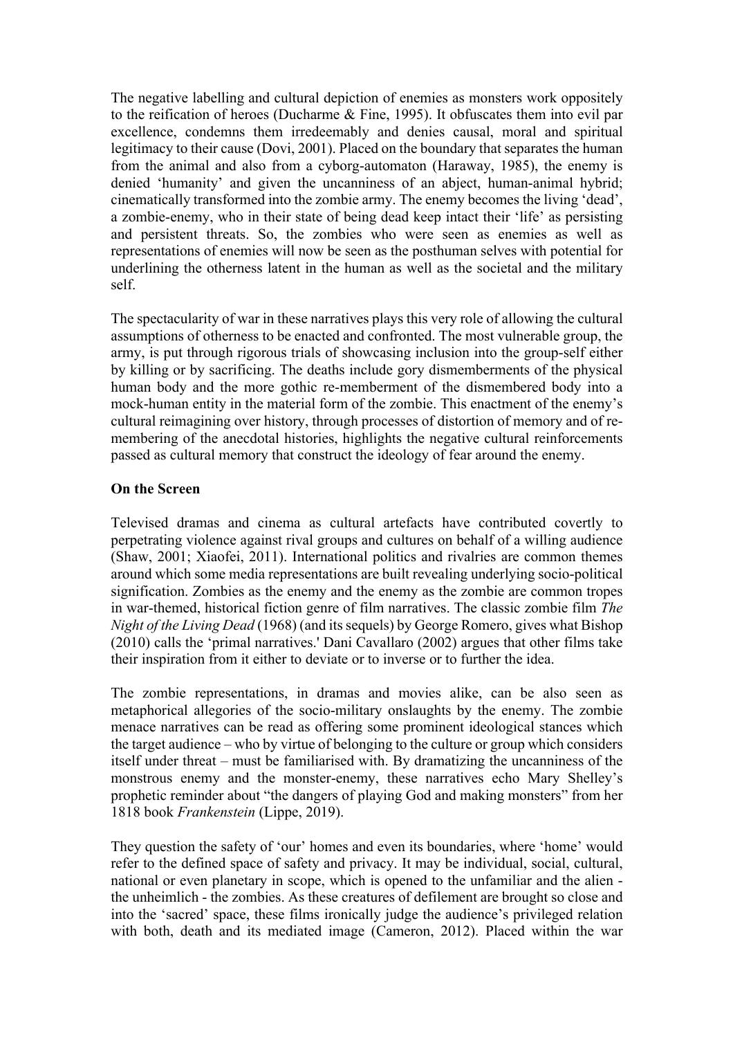The negative labelling and cultural depiction of enemies as monsters work oppositely to the reification of heroes (Ducharme & Fine, 1995). It obfuscates them into evil par excellence, condemns them irredeemably and denies causal, moral and spiritual legitimacy to their cause (Dovi, 2001). Placed on the boundary that separates the human from the animal and also from a cyborg-automaton (Haraway, 1985), the enemy is denied 'humanity' and given the uncanniness of an abject, human-animal hybrid; cinematically transformed into the zombie army. The enemy becomes the living 'dead', a zombie-enemy, who in their state of being dead keep intact their 'life' as persisting and persistent threats. So, the zombies who were seen as enemies as well as representations of enemies will now be seen as the posthuman selves with potential for underlining the otherness latent in the human as well as the societal and the military self.

The spectacularity of war in these narratives plays this very role of allowing the cultural assumptions of otherness to be enacted and confronted. The most vulnerable group, the army, is put through rigorous trials of showcasing inclusion into the group-self either by killing or by sacrificing. The deaths include gory dismemberments of the physical human body and the more gothic re-memberment of the dismembered body into a mock-human entity in the material form of the zombie. This enactment of the enemy's cultural reimagining over history, through processes of distortion of memory and of re-membering of the anecdotal histories, highlights the negative cultural reinforcements passed as cultural memory that construct the ideology of fear around the enemy.

**On the Screen**

Televised dramas and cinema as cultural artefacts have contributed covertly to perpetrating violence against rival groups and cultures on behalf of a willing audience (Shaw, 2001; Xiaofei, 2011). International politics and rivalries are common themes around which some media representations are built revealing underlying socio-political signification. Zombies as the enemy and the enemy as the zombie are common tropes in war-themed, historical fiction genre of film narratives. The classic zombie film *The Night of the Living Dead* (1968) (and its sequels) by George Romero, gives what Bishop (2010) calls the 'primal narratives.' Dani Cavallaro (2002) argues that other films take their inspiration from it either to deviate or to inverse or to further the idea.

The zombie representations, in dramas and movies alike, can be also seen as metaphorical allegories of the socio-military onslaughts by the enemy. The zombie menace narratives can be read as offering some prominent ideological stances which the target audience – who by virtue of belonging to the culture or group which considers itself under threat – must be familiarised with. By dramatizing the uncanniness of the monstrous enemy and the monster-enemy, these narratives echo Mary Shelley's prophetic reminder about "the dangers of playing God and making monsters" from her 1818 book *Frankenstein* (Lippe, 2019).

They question the safety of 'our' homes and even its boundaries, where 'home' would refer to the defined space of safety and privacy. It may be individual, social, cultural, national or even planetary in scope, which is opened to the unfamiliar and the alien - the unheimlich - the zombies. As these creatures of defilement are brought so close and into the 'sacred' space, these films ironically judge the audience's privileged relation with both, death and its mediated image (Cameron, 2012). Placed within the war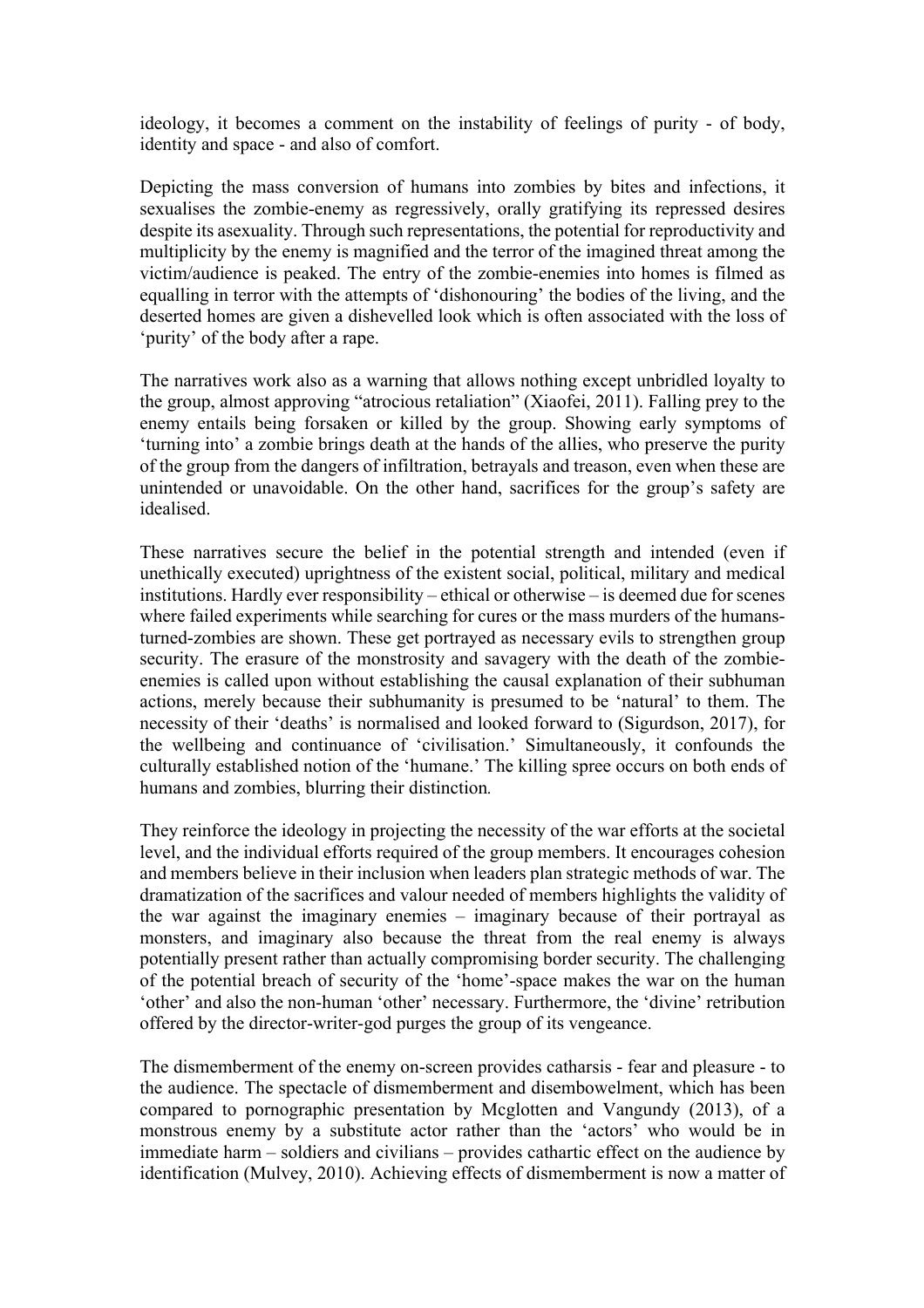ideology, it becomes a comment on the instability of feelings of purity - of body, identity and space - and also of comfort.

Depicting the mass conversion of humans into zombies by bites and infections, it sexualises the zombie-enemy as regressively, orally gratifying its repressed desires despite its asexuality. Through such representations, the potential for reproductivity and multiplicity by the enemy is magnified and the terror of the imagined threat among the victim/audience is peaked. The entry of the zombie-enemies into homes is filmed as equalling in terror with the attempts of 'dishonouring' the bodies of the living, and the deserted homes are given a dishevelled look which is often associated with the loss of 'purity' of the body after a rape.

The narratives work also as a warning that allows nothing except unbridled loyalty to the group, almost approving "atrocious retaliation" (Xiaofei, 2011). Falling prey to the enemy entails being forsaken or killed by the group. Showing early symptoms of 'turning into' a zombie brings death at the hands of the allies, who preserve the purity of the group from the dangers of infiltration, betrayals and treason, even when these are unintended or unavoidable. On the other hand, sacrifices for the group's safety are idealised.

These narratives secure the belief in the potential strength and intended (even if unethically executed) uprightness of the existent social, political, military and medical institutions. Hardly ever responsibility – ethical or otherwise – is deemed due for scenes where failed experiments while searching for cures or the mass murders of the humans-turned-zombies are shown. These get portrayed as necessary evils to strengthen group security. The erasure of the monstrosity and savagery with the death of the zombie-enemies is called upon without establishing the causal explanation of their subhuman actions, merely because their subhumanity is presumed to be 'natural' to them. The necessity of their 'deaths' is normalised and looked forward to (Sigurdson, 2017), for the wellbeing and continuance of 'civilisation.' Simultaneously, it confounds the culturally established notion of the 'humane.' The killing spree occurs on both ends of humans and zombies, blurring their distinction.

They reinforce the ideology in projecting the necessity of the war efforts at the societal level, and the individual efforts required of the group members. It encourages cohesion and members believe in their inclusion when leaders plan strategic methods of war. The dramatization of the sacrifices and valour needed of members highlights the validity of the war against the imaginary enemies – imaginary because of their portrayal as monsters, and imaginary also because the threat from the real enemy is always potentially present rather than actually compromising border security. The challenging of the potential breach of security of the 'home'-space makes the war on the human 'other' and also the non-human 'other' necessary. Furthermore, the 'divine' retribution offered by the director-writer-god purges the group of its vengeance.

The dismemberment of the enemy on-screen provides catharsis - fear and pleasure - to the audience. The spectacle of dismemberment and disembowelment, which has been compared to pornographic presentation by Mcglotten and Vangundy (2013), of a monstrous enemy by a substitute actor rather than the 'actors' who would be in immediate harm – soldiers and civilians – provides cathartic effect on the audience by identification (Mulvey, 2010). Achieving effects of dismemberment is now a matter of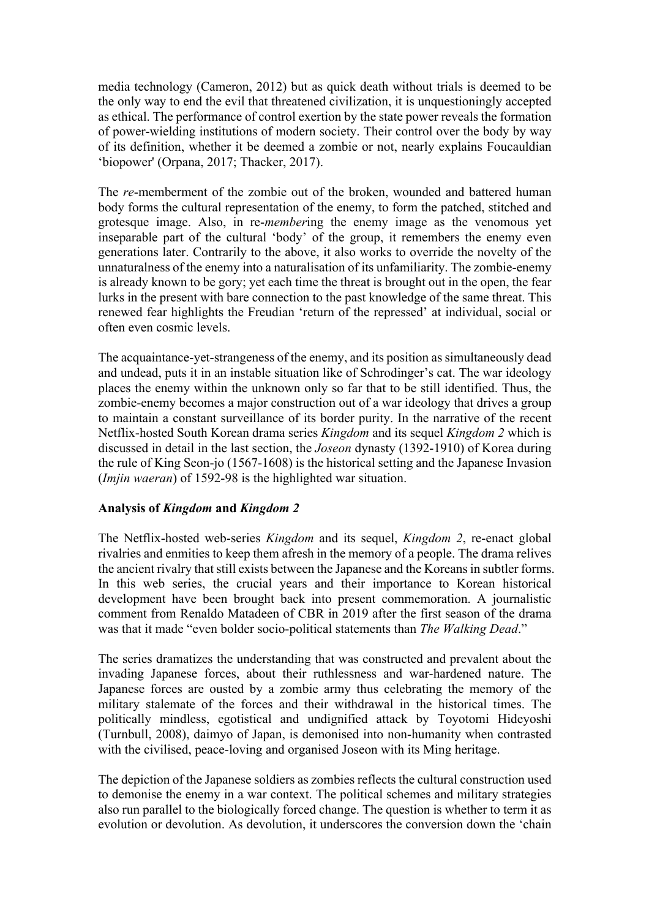media technology (Cameron, 2012) but as quick death without trials is deemed to be the only way to end the evil that threatened civilization, it is unquestioningly accepted as ethical. The performance of control exertion by the state power reveals the formation of power-wielding institutions of modern society. Their control over the body by way of its definition, whether it be deemed a zombie or not, nearly explains Foucauldian 'biopower' (Orpana, 2017; Thacker, 2017).

The *re*-memberment of the zombie out of the broken, wounded and battered human body forms the cultural representation of the enemy, to form the patched, stitched and grotesque image. Also, in re-*member*ing the enemy image as the venomous yet inseparable part of the cultural 'body' of the group, it remembers the enemy even generations later. Contrarily to the above, it also works to override the novelty of the unnaturalness of the enemy into a naturalisation of its unfamiliarity. The zombie-enemy is already known to be gory; yet each time the threat is brought out in the open, the fear lurks in the present with bare connection to the past knowledge of the same threat. This renewed fear highlights the Freudian 'return of the repressed' at individual, social or often even cosmic levels.

The acquaintance-yet-strangeness of the enemy, and its position as simultaneously dead and undead, puts it in an instable situation like of Schrodinger's cat. The war ideology places the enemy within the unknown only so far that to be still identified. Thus, the zombie-enemy becomes a major construction out of a war ideology that drives a group to maintain a constant surveillance of its border purity. In the narrative of the recent Netflix-hosted South Korean drama series *Kingdom* and its sequel *Kingdom 2* which is discussed in detail in the last section, the *Joseon* dynasty (1392-1910) of Korea during the rule of King Seon-jo (1567-1608) is the historical setting and the Japanese Invasion (*Imjin waeran*) of 1592-98 is the highlighted war situation.

**Analysis of *Kingdom* and *Kingdom 2***

The Netflix-hosted web-series *Kingdom* and its sequel, *Kingdom 2*, re-enact global rivalries and enmities to keep them afresh in the memory of a people. The drama relives the ancient rivalry that still exists between the Japanese and the Koreans in subtler forms. In this web series, the crucial years and their importance to Korean historical development have been brought back into present commemoration. A journalistic comment from Renaldo Matadeen of CBR in 2019 after the first season of the drama was that it made "even bolder socio-political statements than *The Walking Dead*."

The series dramatizes the understanding that was constructed and prevalent about the invading Japanese forces, about their ruthlessness and war-hardened nature. The Japanese forces are ousted by a zombie army thus celebrating the memory of the military stalemate of the forces and their withdrawal in the historical times. The politically mindless, egotistical and undignified attack by Toyotomi Hideyoshi (Turnbull, 2008), daimyo of Japan, is demonised into non-humanity when contrasted with the civilised, peace-loving and organised Joseon with its Ming heritage.

The depiction of the Japanese soldiers as zombies reflects the cultural construction used to demonise the enemy in a war context. The political schemes and military strategies also run parallel to the biologically forced change. The question is whether to term it as evolution or devolution. As devolution, it underscores the conversion down the 'chain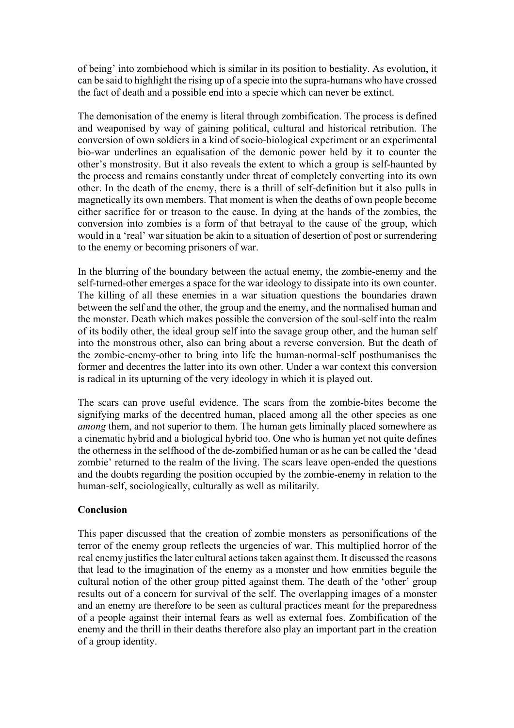of being' into zombiehood which is similar in its position to bestiality. As evolution, it can be said to highlight the rising up of a specie into the supra-humans who have crossed the fact of death and a possible end into a specie which can never be extinct.

The demonisation of the enemy is literal through zombification. The process is defined and weaponised by way of gaining political, cultural and historical retribution. The conversion of own soldiers in a kind of socio-biological experiment or an experimental bio-war underlines an equalisation of the demonic power held by it to counter the other's monstrosity. But it also reveals the extent to which a group is self-haunted by the process and remains constantly under threat of completely converting into its own other. In the death of the enemy, there is a thrill of self-definition but it also pulls in magnetically its own members. That moment is when the deaths of own people become either sacrifice for or treason to the cause. In dying at the hands of the zombies, the conversion into zombies is a form of that betrayal to the cause of the group, which would in a 'real' war situation be akin to a situation of desertion of post or surrendering to the enemy or becoming prisoners of war.

In the blurring of the boundary between the actual enemy, the zombie-enemy and the self-turned-other emerges a space for the war ideology to dissipate into its own counter. The killing of all these enemies in a war situation questions the boundaries drawn between the self and the other, the group and the enemy, and the normalised human and the monster. Death which makes possible the conversion of the soul-self into the realm of its bodily other, the ideal group self into the savage group other, and the human self into the monstrous other, also can bring about a reverse conversion. But the death of the zombie-enemy-other to bring into life the human-normal-self posthumanises the former and decentres the latter into its own other. Under a war context this conversion is radical in its upturning of the very ideology in which it is played out.

The scars can prove useful evidence. The scars from the zombie-bites become the signifying marks of the decentred human, placed among all the other species as one *among* them, and not superior to them. The human gets liminally placed somewhere as a cinematic hybrid and a biological hybrid too. One who is human yet not quite defines the otherness in the selfhood of the de-zombified human or as he can be called the 'dead zombie' returned to the realm of the living. The scars leave open-ended the questions and the doubts regarding the position occupied by the zombie-enemy in relation to the human-self, sociologically, culturally as well as militarily.

## Conclusion

This paper discussed that the creation of zombie monsters as personifications of the terror of the enemy group reflects the urgencies of war. This multiplied horror of the real enemy justifies the later cultural actions taken against them. It discussed the reasons that lead to the imagination of the enemy as a monster and how enmities beguile the cultural notion of the other group pitted against them. The death of the 'other' group results out of a concern for survival of the self. The overlapping images of a monster and an enemy are therefore to be seen as cultural practices meant for the preparedness of a people against their internal fears as well as external foes. Zombification of the enemy and the thrill in their deaths therefore also play an important part in the creation of a group identity.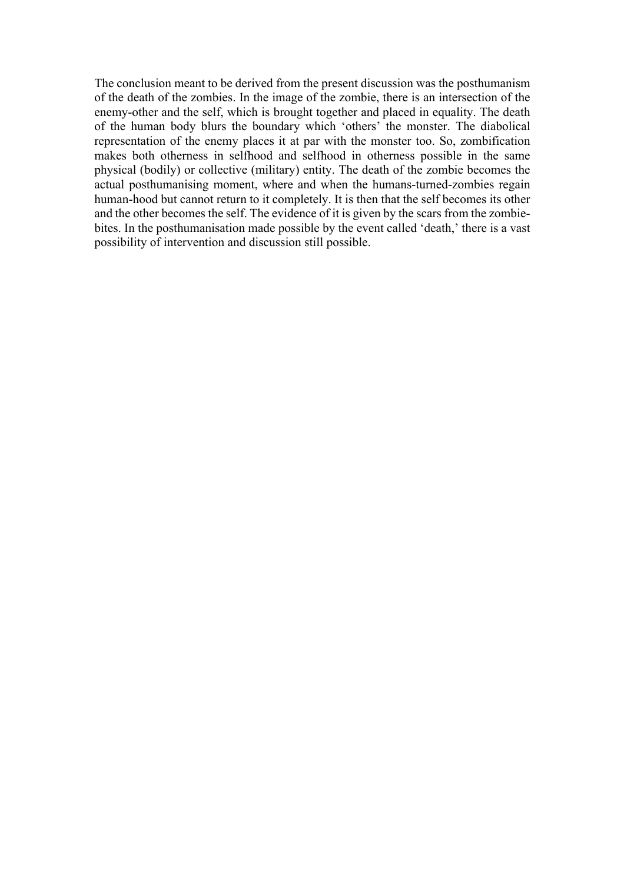The conclusion meant to be derived from the present discussion was the posthumanism of the death of the zombies. In the image of the zombie, there is an intersection of the enemy-other and the self, which is brought together and placed in equality. The death of the human body blurs the boundary which 'others' the monster. The diabolical representation of the enemy places it at par with the monster too. So, zombification makes both otherness in selfhood and selfhood in otherness possible in the same physical (bodily) or collective (military) entity. The death of the zombie becomes the actual posthumanising moment, where and when the humans-turned-zombies regain human-hood but cannot return to it completely. It is then that the self becomes its other and the other becomes the self. The evidence of it is given by the scars from the zombie-bites. In the posthumanisation made possible by the event called 'death,' there is a vast possibility of intervention and discussion still possible.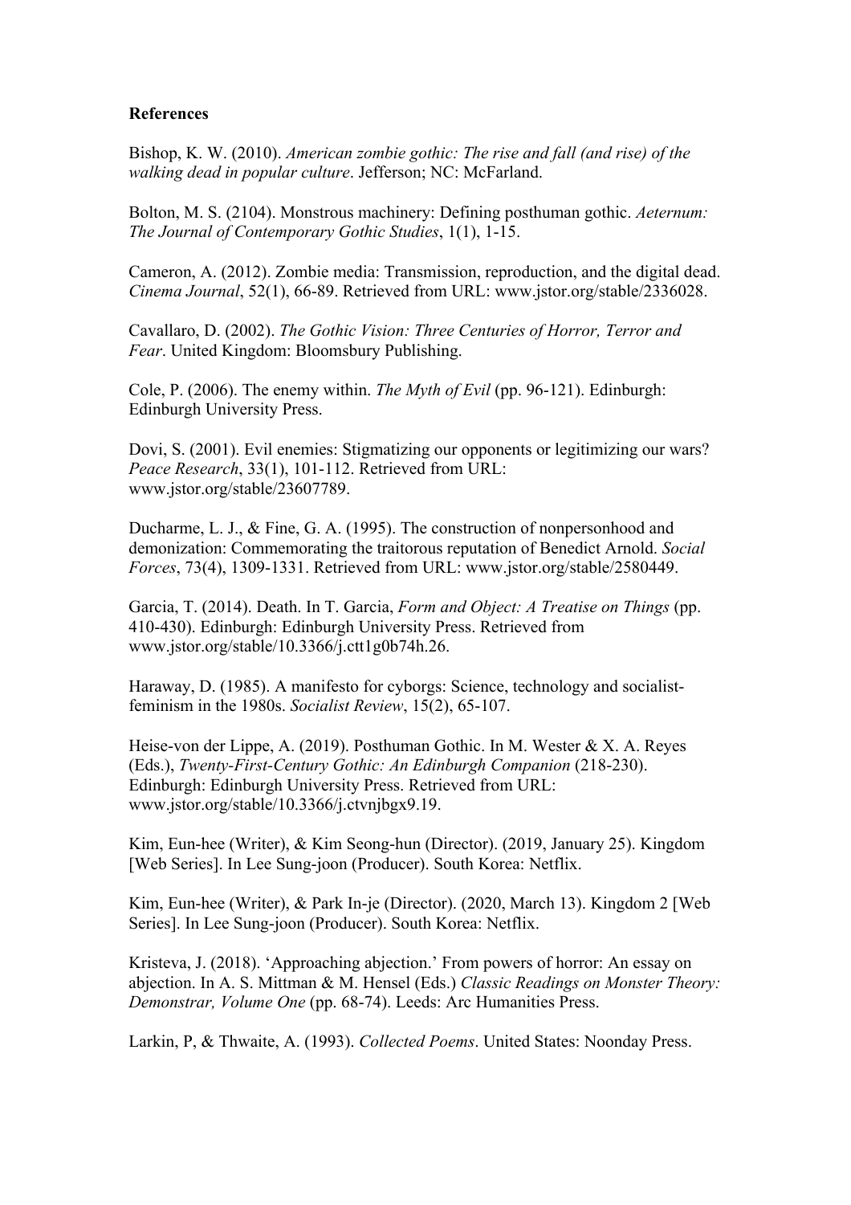**References**

Bishop, K. W. (2010). *American zombie gothic: The rise and fall (and rise) of the walking dead in popular culture*. Jefferson; NC: McFarland.

Bolton, M. S. (2104). Monstrous machinery: Defining posthuman gothic. *Aeternum: The Journal of Contemporary Gothic Studies*, 1(1), 1-15.

Cameron, A. (2012). Zombie media: Transmission, reproduction, and the digital dead. *Cinema Journal*, 52(1), 66-89. Retrieved from URL: www.jstor.org/stable/2336028.

Cavallaro, D. (2002). *The Gothic Vision: Three Centuries of Horror, Terror and Fear*. United Kingdom: Bloomsbury Publishing.

Cole, P. (2006). The enemy within. *The Myth of Evil* (pp. 96-121). Edinburgh: Edinburgh University Press.

Dovi, S. (2001). Evil enemies: Stigmatizing our opponents or legitimizing our wars? *Peace Research*, 33(1), 101-112. Retrieved from URL: www.jstor.org/stable/23607789.

Ducharme, L. J., & Fine, G. A. (1995). The construction of nonpersonhood and demonization: Commemorating the traitorous reputation of Benedict Arnold. *Social Forces*, 73(4), 1309-1331. Retrieved from URL: www.jstor.org/stable/2580449.

Garcia, T. (2014). Death. In T. Garcia, *Form and Object: A Treatise on Things* (pp. 410-430). Edinburgh: Edinburgh University Press. Retrieved from www.jstor.org/stable/10.3366/j.ctt1g0b74h.26.

Haraway, D. (1985). A manifesto for cyborgs: Science, technology and socialist-feminism in the 1980s. *Socialist Review*, 15(2), 65-107.

Heise-von der Lippe, A. (2019). Posthuman Gothic. In M. Wester & X. A. Reyes (Eds.), *Twenty-First-Century Gothic: An Edinburgh Companion* (218-230). Edinburgh: Edinburgh University Press. Retrieved from URL: www.jstor.org/stable/10.3366/j.ctvnjbgx9.19.

Kim, Eun-hee (Writer), & Kim Seong-hun (Director). (2019, January 25). Kingdom [Web Series]. In Lee Sung-joon (Producer). South Korea: Netflix.

Kim, Eun-hee (Writer), & Park In-je (Director). (2020, March 13). Kingdom 2 [Web Series]. In Lee Sung-joon (Producer). South Korea: Netflix.

Kristeva, J. (2018). 'Approaching abjection.' From powers of horror: An essay on abjection. In A. S. Mittman & M. Hensel (Eds.) *Classic Readings on Monster Theory: Demonstrar, Volume One* (pp. 68-74). Leeds: Arc Humanities Press.

Larkin, P, & Thwaite, A. (1993). *Collected Poems*. United States: Noonday Press.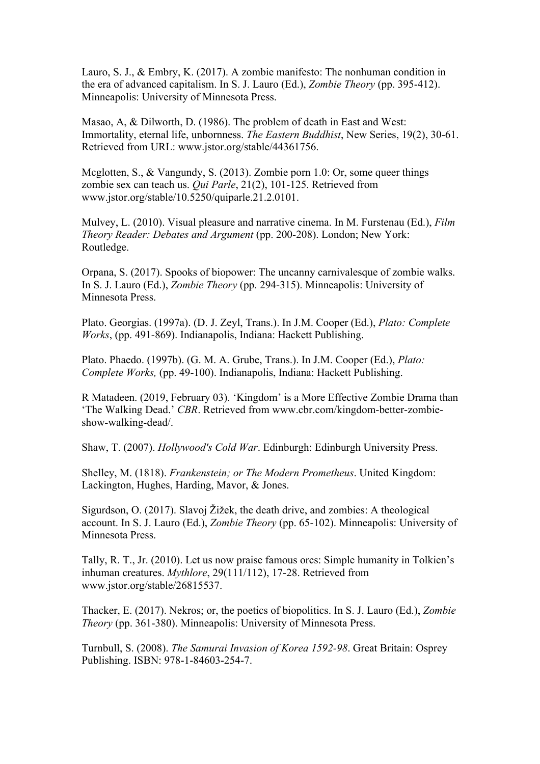Lauro, S. J., & Embry, K. (2017). A zombie manifesto: The nonhuman condition in the era of advanced capitalism. In S. J. Lauro (Ed.), *Zombie Theory* (pp. 395-412). Minneapolis: University of Minnesota Press.

Masao, A, & Dilworth, D. (1986). The problem of death in East and West: Immortality, eternal life, unbornness. *The Eastern Buddhist*, New Series, 19(2), 30-61. Retrieved from URL: www.jstor.org/stable/44361756.

Mcglotten, S., & Vangundy, S. (2013). Zombie porn 1.0: Or, some queer things zombie sex can teach us. *Qui Parle*, 21(2), 101-125. Retrieved from www.jstor.org/stable/10.5250/quiparle.21.2.0101.

Mulvey, L. (2010). Visual pleasure and narrative cinema. In M. Furstenau (Ed.), *Film Theory Reader: Debates and Argument* (pp. 200-208). London; New York: Routledge.

Orpana, S. (2017). Spooks of biopower: The uncanny carnivalesque of zombie walks. In S. J. Lauro (Ed.), *Zombie Theory* (pp. 294-315). Minneapolis: University of Minnesota Press.

Plato. Georgias. (1997a). (D. J. Zeyl, Trans.). In J.M. Cooper (Ed.), *Plato: Complete Works*, (pp. 491-869). Indianapolis, Indiana: Hackett Publishing.

Plato. Phaedo. (1997b). (G. M. A. Grube, Trans.). In J.M. Cooper (Ed.), *Plato: Complete Works,* (pp. 49-100). Indianapolis, Indiana: Hackett Publishing.

R Matadeen. (2019, February 03). 'Kingdom' is a More Effective Zombie Drama than 'The Walking Dead.' *CBR*. Retrieved from www.cbr.com/kingdom-better-zombie-show-walking-dead/.

Shaw, T. (2007). *Hollywood's Cold War*. Edinburgh: Edinburgh University Press.

Shelley, M. (1818). *Frankenstein; or The Modern Prometheus*. United Kingdom: Lackington, Hughes, Harding, Mavor, & Jones.

Sigurdson, O. (2017). Slavoj Žižek, the death drive, and zombies: A theological account. In S. J. Lauro (Ed.), *Zombie Theory* (pp. 65-102). Minneapolis: University of Minnesota Press.

Tally, R. T., Jr. (2010). Let us now praise famous orcs: Simple humanity in Tolkien's inhuman creatures. *Mythlore*, 29(111/112), 17-28. Retrieved from www.jstor.org/stable/26815537.

Thacker, E. (2017). Nekros; or, the poetics of biopolitics. In S. J. Lauro (Ed.), *Zombie Theory* (pp. 361-380). Minneapolis: University of Minnesota Press.

Turnbull, S. (2008). *The Samurai Invasion of Korea 1592-98*. Great Britain: Osprey Publishing. ISBN: 978-1-84603-254-7.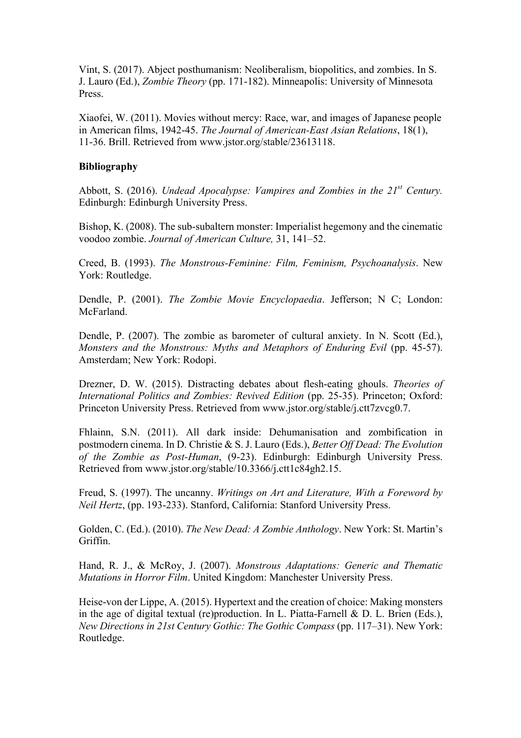Vint, S. (2017). Abject posthumanism: Neoliberalism, biopolitics, and zombies. In S. J. Lauro (Ed.), *Zombie Theory* (pp. 171-182). Minneapolis: University of Minnesota Press.

Xiaofei, W. (2011). Movies without mercy: Race, war, and images of Japanese people in American films, 1942-45. *The Journal of American-East Asian Relations*, 18(1), 11-36. Brill. Retrieved from www.jstor.org/stable/23613118.

**Bibliography**

Abbott, S. (2016). *Undead Apocalypse: Vampires and Zombies in the 21st Century.* Edinburgh: Edinburgh University Press.

Bishop, K. (2008). The sub-subaltern monster: Imperialist hegemony and the cinematic voodoo zombie. *Journal of American Culture,* 31, 141–52.

Creed, B. (1993). *The Monstrous-Feminine: Film, Feminism, Psychoanalysis*. New York: Routledge.

Dendle, P. (2001). *The Zombie Movie Encyclopaedia*. Jefferson; N C; London: McFarland.

Dendle, P. (2007). The zombie as barometer of cultural anxiety. In N. Scott (Ed.), *Monsters and the Monstrous: Myths and Metaphors of Enduring Evil* (pp. 45-57). Amsterdam; New York: Rodopi.

Drezner, D. W. (2015). Distracting debates about flesh-eating ghouls. *Theories of International Politics and Zombies: Revived Edition* (pp. 25-35). Princeton; Oxford: Princeton University Press. Retrieved from www.jstor.org/stable/j.ctt7zvcg0.7.

Fhlainn, S.N. (2011). All dark inside: Dehumanisation and zombification in postmodern cinema. In D. Christie & S. J. Lauro (Eds.), *Better Off Dead: The Evolution of the Zombie as Post-Human*, (9-23). Edinburgh: Edinburgh University Press. Retrieved from www.jstor.org/stable/10.3366/j.ctt1c84gh2.15.

Freud, S. (1997). The uncanny. *Writings on Art and Literature, With a Foreword by Neil Hertz*, (pp. 193-233). Stanford, California: Stanford University Press.

Golden, C. (Ed.). (2010). *The New Dead: A Zombie Anthology*. New York: St. Martin's Griffin.

Hand, R. J., & McRoy, J. (2007). *Monstrous Adaptations: Generic and Thematic Mutations in Horror Film*. United Kingdom: Manchester University Press.

Heise-von der Lippe, A. (2015). Hypertext and the creation of choice: Making monsters in the age of digital textual (re)production. In L. Piatta-Farnell & D. L. Brien (Eds.), *New Directions in 21st Century Gothic: The Gothic Compass* (pp. 117–31). New York: Routledge.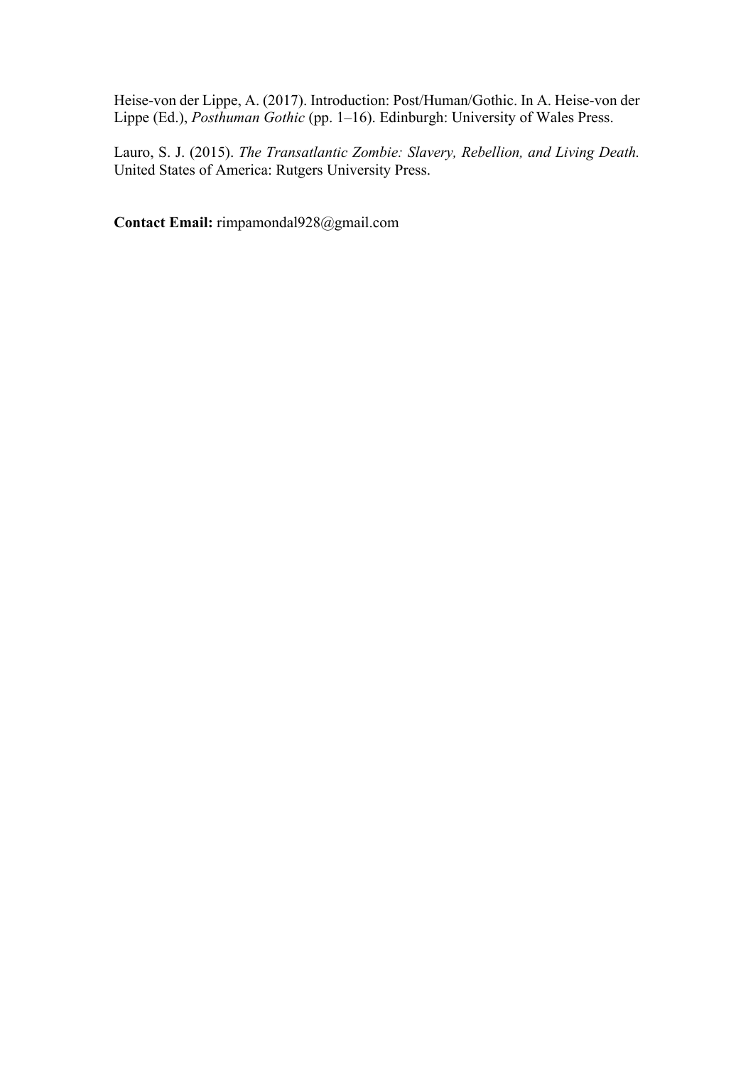Heise-von der Lippe, A. (2017). Introduction: Post/Human/Gothic. In A. Heise-von der Lippe (Ed.), *Posthuman Gothic* (pp. 1–16). Edinburgh: University of Wales Press.

Lauro, S. J. (2015). *The Transatlantic Zombie: Slavery, Rebellion, and Living Death.* United States of America: Rutgers University Press.

**Contact Email:** rimpamondal928@gmail.com